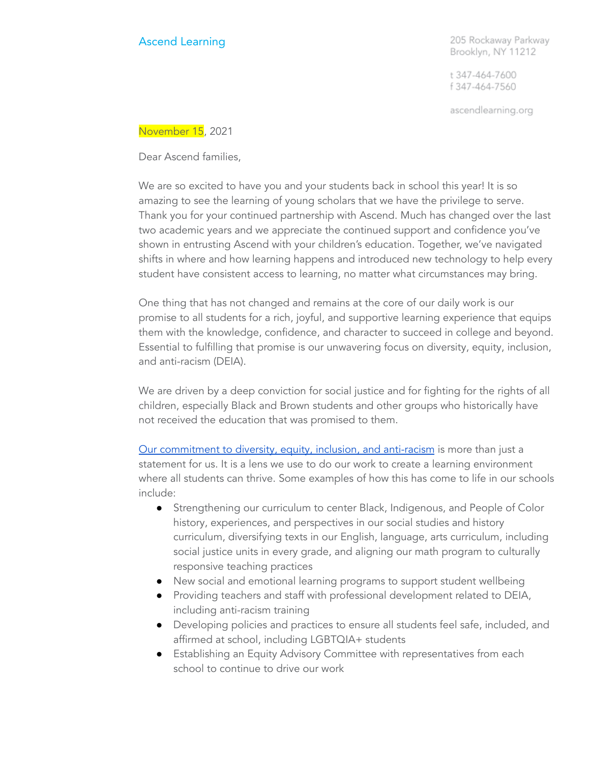Ascend Learning

205 Rockaway Parkway
Brooklyn, NY 11212

t 347-464-7600
f 347-464-7560

ascendlearning.org

November 15, 2021

Dear Ascend families,

We are so excited to have you and your students back in school this year! It is so amazing to see the learning of young scholars that we have the privilege to serve. Thank you for your continued partnership with Ascend. Much has changed over the last two academic years and we appreciate the continued support and confidence you've shown in entrusting Ascend with your children's education. Together, we've navigated shifts in where and how learning happens and introduced new technology to help every student have consistent access to learning, no matter what circumstances may bring.

One thing that has not changed and remains at the core of our daily work is our promise to all students for a rich, joyful, and supportive learning experience that equips them with the knowledge, confidence, and character to succeed in college and beyond. Essential to fulfilling that promise is our unwavering focus on diversity, equity, inclusion, and anti-racism (DEIA).

We are driven by a deep conviction for social justice and for fighting for the rights of all children, especially Black and Brown students and other groups who historically have not received the education that was promised to them.

Our commitment to diversity, equity, inclusion, and anti-racism is more than just a statement for us. It is a lens we use to do our work to create a learning environment where all students can thrive. Some examples of how this has come to life in our schools include:

- Strengthening our curriculum to center Black, Indigenous, and People of Color history, experiences, and perspectives in our social studies and history curriculum, diversifying texts in our English, language, arts curriculum, including social justice units in every grade, and aligning our math program to culturally responsive teaching practices
- New social and emotional learning programs to support student wellbeing
- Providing teachers and staff with professional development related to DEIA, including anti-racism training
- Developing policies and practices to ensure all students feel safe, included, and affirmed at school, including LGBTQIA+ students
- Establishing an Equity Advisory Committee with representatives from each school to continue to drive our work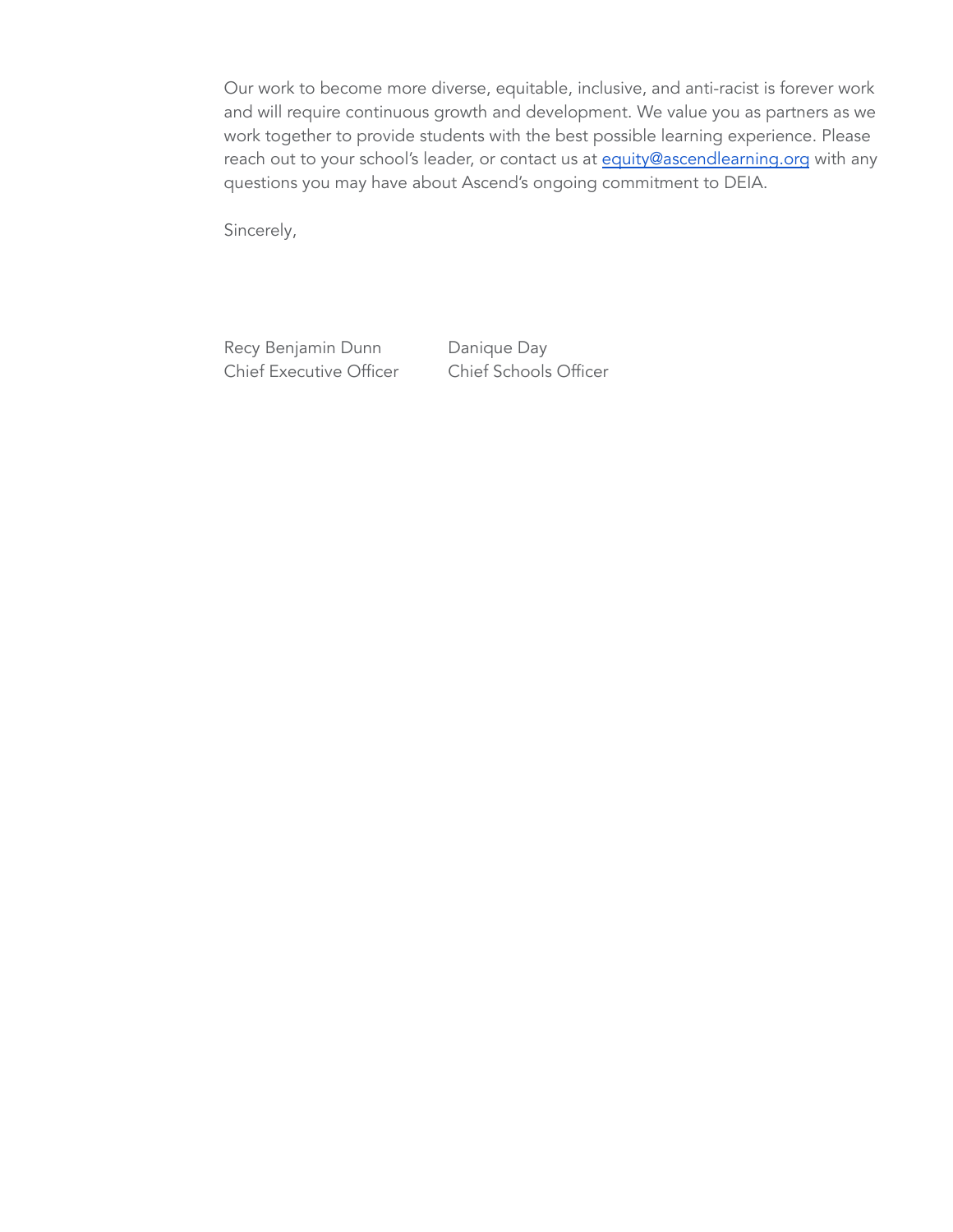Our work to become more diverse, equitable, inclusive, and anti-racist is forever work and will require continuous growth and development. We value you as partners as we work together to provide students with the best possible learning experience. Please reach out to your school's leader, or contact us at [equity@ascendlearning.org](mailto:equity@ascendlearning.org) with any questions you may have about Ascend's ongoing commitment to DEIA.

Sincerely,

| | |
|---|---|
| Recy Benjamin Dunn | Danique Day |
| Chief Executive Officer | Chief Schools Officer |